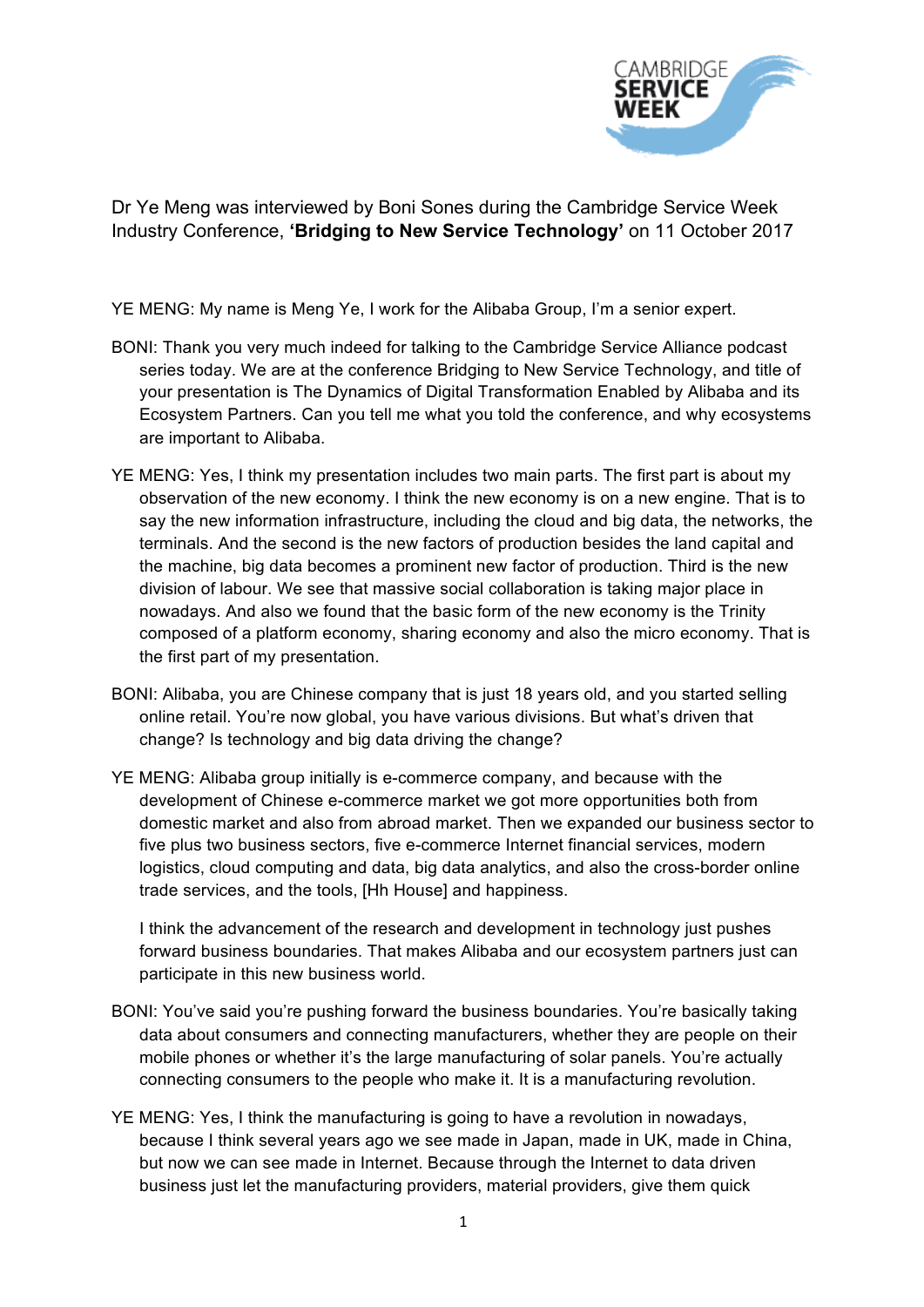Dr Ye Meng was interviewed by Boni Sones during the Cambridge Service Week Industry Conference, **'Bridging to New Service Technology'** on 11 October 2017

YE MENG: My name is Meng Ye, I work for the Alibaba Group, I'm a senior expert.

BONI: Thank you very much indeed for talking to the Cambridge Service Alliance podcast series today. We are at the conference Bridging to New Service Technology, and title of your presentation is The Dynamics of Digital Transformation Enabled by Alibaba and its Ecosystem Partners. Can you tell me what you told the conference, and why ecosystems are important to Alibaba.

YE MENG: Yes, I think my presentation includes two main parts. The first part is about my observation of the new economy. I think the new economy is on a new engine. That is to say the new information infrastructure, including the cloud and big data, the networks, the terminals. And the second is the new factors of production besides the land capital and the machine, big data becomes a prominent new factor of production. Third is the new division of labour. We see that massive social collaboration is taking major place in nowadays. And also we found that the basic form of the new economy is the Trinity composed of a platform economy, sharing economy and also the micro economy. That is the first part of my presentation.

BONI: Alibaba, you are Chinese company that is just 18 years old, and you started selling online retail. You're now global, you have various divisions. But what's driven that change? Is technology and big data driving the change?

YE MENG: Alibaba group initially is e-commerce company, and because with the development of Chinese e-commerce market we got more opportunities both from domestic market and also from abroad market. Then we expanded our business sector to five plus two business sectors, five e-commerce Internet financial services, modern logistics, cloud computing and data, big data analytics, and also the cross-border online trade services, and the tools, [Hh House] and happiness.

I think the advancement of the research and development in technology just pushes forward business boundaries. That makes Alibaba and our ecosystem partners just can participate in this new business world.

BONI: You've said you're pushing forward the business boundaries. You're basically taking data about consumers and connecting manufacturers, whether they are people on their mobile phones or whether it's the large manufacturing of solar panels. You're actually connecting consumers to the people who make it. It is a manufacturing revolution.

YE MENG: Yes, I think the manufacturing is going to have a revolution in nowadays, because I think several years ago we see made in Japan, made in UK, made in China, but now we can see made in Internet. Because through the Internet to data driven business just let the manufacturing providers, material providers, give them quick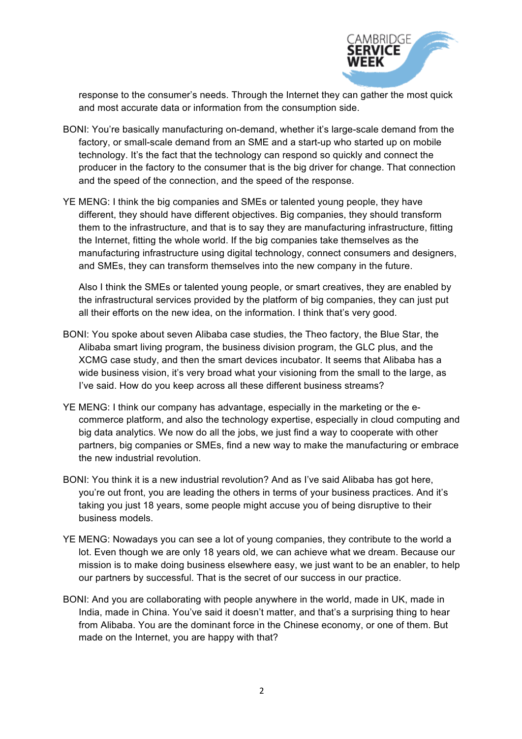response to the consumer's needs. Through the Internet they can gather the most quick and most accurate data or information from the consumption side.

BONI: You're basically manufacturing on-demand, whether it's large-scale demand from the factory, or small-scale demand from an SME and a start-up who started up on mobile technology. It's the fact that the technology can respond so quickly and connect the producer in the factory to the consumer that is the big driver for change. That connection and the speed of the connection, and the speed of the response.

YE MENG: I think the big companies and SMEs or talented young people, they have different, they should have different objectives. Big companies, they should transform them to the infrastructure, and that is to say they are manufacturing infrastructure, fitting the Internet, fitting the whole world. If the big companies take themselves as the manufacturing infrastructure using digital technology, connect consumers and designers, and SMEs, they can transform themselves into the new company in the future.

Also I think the SMEs or talented young people, or smart creatives, they are enabled by the infrastructural services provided by the platform of big companies, they can just put all their efforts on the new idea, on the information. I think that's very good.

BONI: You spoke about seven Alibaba case studies, the Theo factory, the Blue Star, the Alibaba smart living program, the business division program, the GLC plus, and the XCMG case study, and then the smart devices incubator. It seems that Alibaba has a wide business vision, it's very broad what your visioning from the small to the large, as I've said. How do you keep across all these different business streams?

YE MENG: I think our company has advantage, especially in the marketing or the e-commerce platform, and also the technology expertise, especially in cloud computing and big data analytics. We now do all the jobs, we just find a way to cooperate with other partners, big companies or SMEs, find a new way to make the manufacturing or embrace the new industrial revolution.

BONI: You think it is a new industrial revolution? And as I've said Alibaba has got here, you're out front, you are leading the others in terms of your business practices. And it's taking you just 18 years, some people might accuse you of being disruptive to their business models.

YE MENG: Nowadays you can see a lot of young companies, they contribute to the world a lot. Even though we are only 18 years old, we can achieve what we dream. Because our mission is to make doing business elsewhere easy, we just want to be an enabler, to help our partners by successful. That is the secret of our success in our practice.

BONI: And you are collaborating with people anywhere in the world, made in UK, made in India, made in China. You've said it doesn't matter, and that's a surprising thing to hear from Alibaba. You are the dominant force in the Chinese economy, or one of them. But made on the Internet, you are happy with that?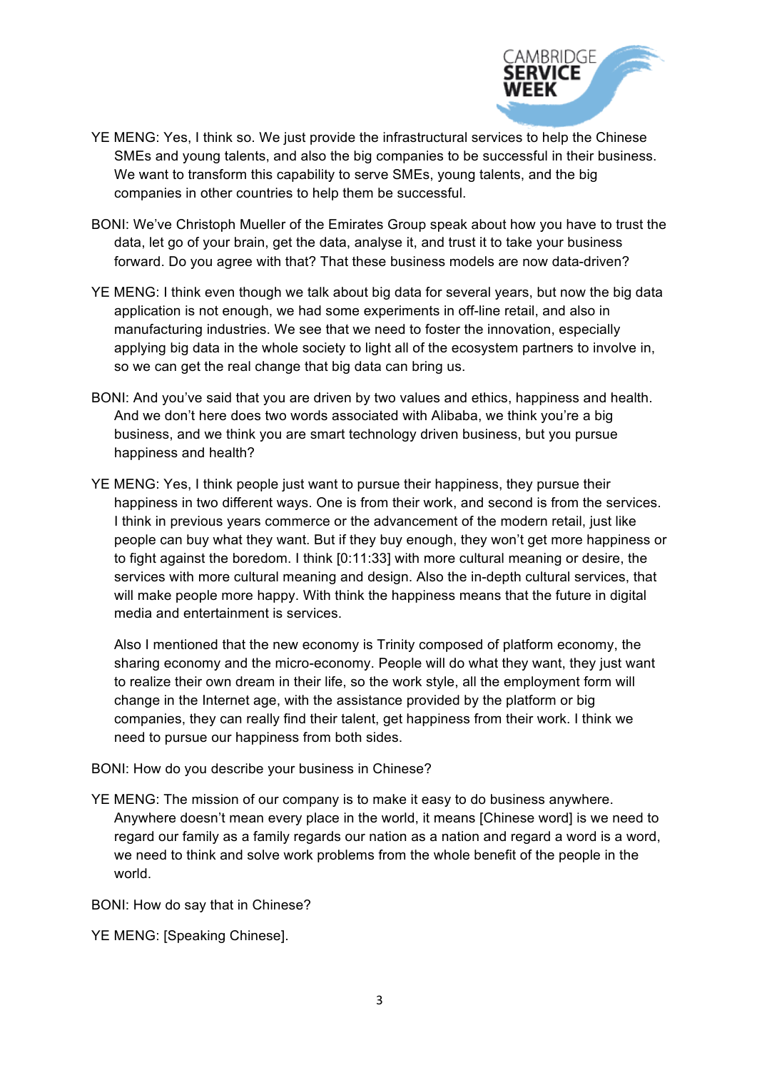YE MENG: Yes, I think so. We just provide the infrastructural services to help the Chinese SMEs and young talents, and also the big companies to be successful in their business. We want to transform this capability to serve SMEs, young talents, and the big companies in other countries to help them be successful.

BONI: We've Christoph Mueller of the Emirates Group speak about how you have to trust the data, let go of your brain, get the data, analyse it, and trust it to take your business forward. Do you agree with that? That these business models are now data-driven?

YE MENG: I think even though we talk about big data for several years, but now the big data application is not enough, we had some experiments in off-line retail, and also in manufacturing industries. We see that we need to foster the innovation, especially applying big data in the whole society to light all of the ecosystem partners to involve in, so we can get the real change that big data can bring us.

BONI: And you've said that you are driven by two values and ethics, happiness and health. And we don't here does two words associated with Alibaba, we think you're a big business, and we think you are smart technology driven business, but you pursue happiness and health?

YE MENG: Yes, I think people just want to pursue their happiness, they pursue their happiness in two different ways. One is from their work, and second is from the services. I think in previous years commerce or the advancement of the modern retail, just like people can buy what they want. But if they buy enough, they won't get more happiness or to fight against the boredom. I think [0:11:33] with more cultural meaning or desire, the services with more cultural meaning and design. Also the in-depth cultural services, that will make people more happy. With think the happiness means that the future in digital media and entertainment is services.

Also I mentioned that the new economy is Trinity composed of platform economy, the sharing economy and the micro-economy. People will do what they want, they just want to realize their own dream in their life, so the work style, all the employment form will change in the Internet age, with the assistance provided by the platform or big companies, they can really find their talent, get happiness from their work. I think we need to pursue our happiness from both sides.

BONI: How do you describe your business in Chinese?

YE MENG: The mission of our company is to make it easy to do business anywhere. Anywhere doesn't mean every place in the world, it means [Chinese word] is we need to regard our family as a family regards our nation as a nation and regard a word is a word, we need to think and solve work problems from the whole benefit of the people in the world.

BONI: How do say that in Chinese?

YE MENG: [Speaking Chinese].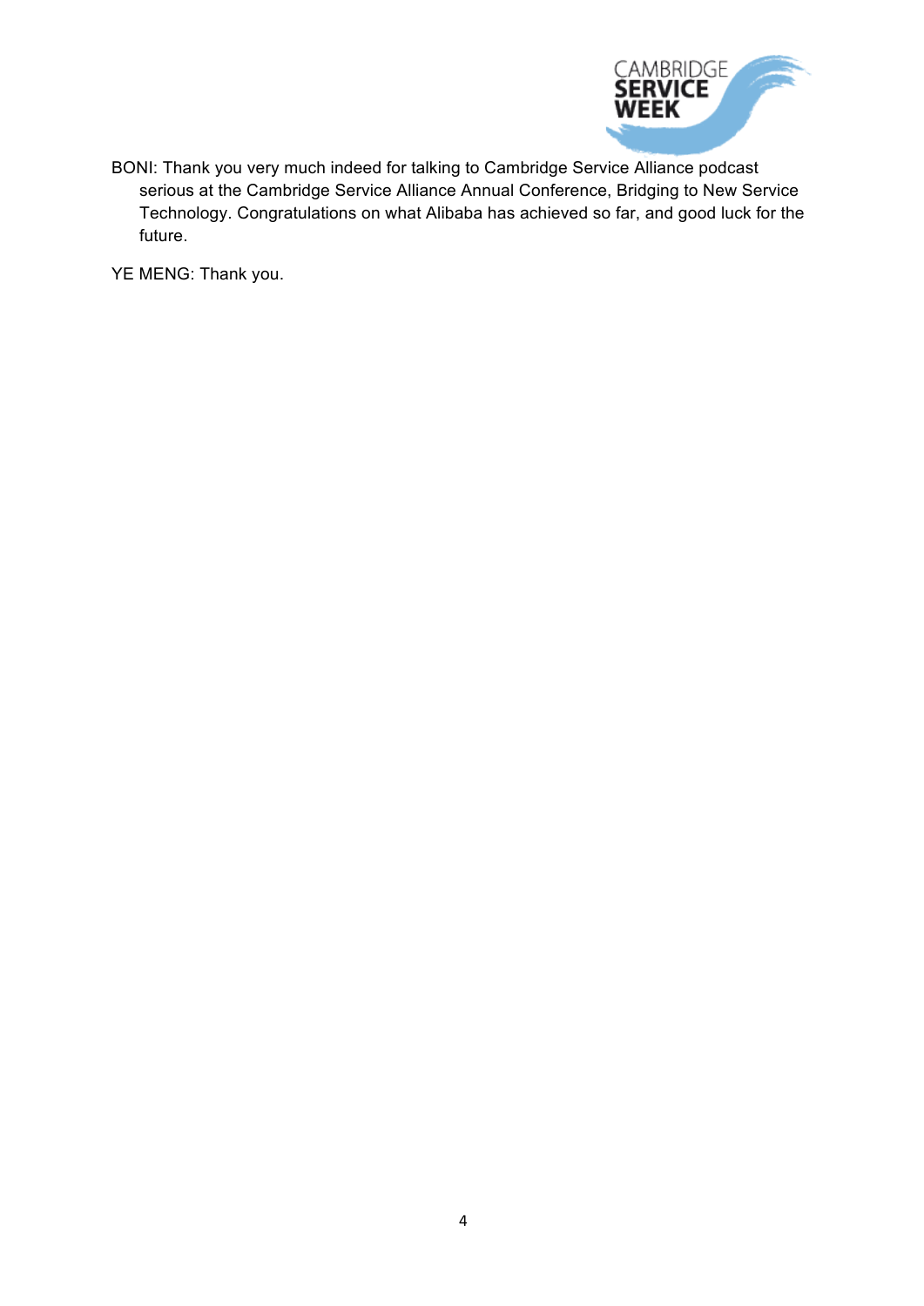BONI: Thank you very much indeed for talking to Cambridge Service Alliance podcast serious at the Cambridge Service Alliance Annual Conference, Bridging to New Service Technology. Congratulations on what Alibaba has achieved so far, and good luck for the future.

YE MENG: Thank you.